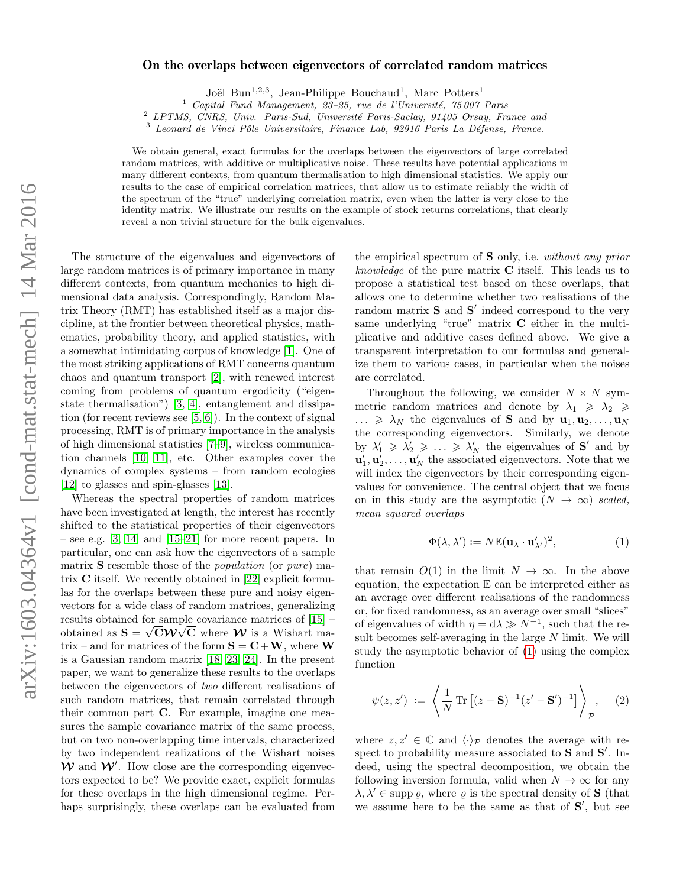# On the overlaps between eigenvectors of correlated random matrices

Joël Bun[1,2,3], Jean-Philippe Bouchaud[1], Marc Potters[1]

[1] *Capital Fund Management, 23–25, rue de l'Université, 75 007 Paris*
[2] *LPTMS, CNRS, Univ. Paris-Sud, Université Paris-Saclay, 91405 Orsay, France and*
[3] *Leonard de Vinci Pôle Universitaire, Finance Lab, 92916 Paris La Défense, France.*

We obtain general, exact formulas for the overlaps between the eigenvectors of large correlated random matrices, with additive or multiplicative noise. These results have potential applications in many different contexts, from quantum thermalisation to high dimensional statistics. We apply our results to the case of empirical correlation matrices, that allow us to estimate reliably the width of the spectrum of the "true" underlying correlation matrix, even when the latter is very close to the identity matrix. We illustrate our results on the example of stock returns correlations, that clearly reveal a non trivial structure for the bulk eigenvalues.

The structure of the eigenvalues and eigenvectors of large random matrices is of primary importance in many different contexts, from quantum mechanics to high dimensional data analysis. Correspondingly, Random Matrix Theory (RMT) has established itself as a major discipline, at the frontier between theoretical physics, mathematics, probability theory, and applied statistics, with a somewhat intimidating corpus of knowledge [1]. One of the most striking applications of RMT concerns quantum chaos and quantum transport [2], with renewed interest coming from problems of quantum ergodicity ("eigenstate thermalisation") [3, 4], entanglement and dissipation (for recent reviews see [5, 6]). In the context of signal processing, RMT is of primary importance in the analysis of high dimensional statistics [7–9], wireless communication channels [10, 11], etc. Other examples cover the dynamics of complex systems – from random ecologies [12] to glasses and spin-glasses [13].

Whereas the spectral properties of random matrices have been investigated at length, the interest has recently shifted to the statistical properties of their eigenvectors – see e.g. [3, 14] and [15–21] for more recent papers. In particular, one can ask how the eigenvectors of a sample matrix $\mathbf{S}$ resemble those of the *population* (or *pure*) matrix $\mathbf{C}$ itself. We recently obtained in [22] explicit formulas for the overlaps between these pure and noisy eigenvectors for a wide class of random matrices, generalizing results obtained for sample covariance matrices of [15] – obtained as $\mathbf{S} = \sqrt{\mathbf{C}}\boldsymbol{\mathcal{W}}\sqrt{\mathbf{C}}$ where $\boldsymbol{\mathcal{W}}$ is a Wishart matrix – and for matrices of the form $\mathbf{S} = \mathbf{C} + \mathbf{W}$, where $\mathbf{W}$ is a Gaussian random matrix [18, 23, 24]. In the present paper, we want to generalize these results to the overlaps between the eigenvectors of *two* different realisations of such random matrices, that remain correlated through their common part $\mathbf{C}$. For example, imagine one measures the sample covariance matrix of the same process, but on two non-overlapping time intervals, characterized by two independent realizations of the Wishart noises $\boldsymbol{\mathcal{W}}$ and $\boldsymbol{\mathcal{W}}'$. How close are the corresponding eigenvectors expected to be? We provide exact, explicit formulas for these overlaps in the high dimensional regime. Perhaps surprisingly, these overlaps can be evaluated from the empirical spectrum of $\mathbf{S}$ only, i.e. *without any prior knowledge* of the pure matrix $\mathbf{C}$ itself. This leads us to propose a statistical test based on these overlaps, that allows one to determine whether two realisations of the random matrix $\mathbf{S}$ and $\mathbf{S}'$ indeed correspond to the very same underlying "true" matrix $\mathbf{C}$ either in the multiplicative and additive cases defined above. We give a transparent interpretation to our formulas and generalize them to various cases, in particular when the noises are correlated.

Throughout the following, we consider $N \times N$ symmetric random matrices and denote by $\lambda_1 \geqslant \lambda_2 \geqslant \ldots \geqslant \lambda_N$ the eigenvalues of $\mathbf{S}$ and by $\mathbf{u}_1, \mathbf{u}_2, \ldots, \mathbf{u}_N$ the corresponding eigenvectors. Similarly, we denote by $\lambda'_1 \geqslant \lambda'_2 \geqslant \ldots \geqslant \lambda'_N$ the eigenvalues of $\mathbf{S}'$ and by $\mathbf{u}'_1, \mathbf{u}'_2, \ldots, \mathbf{u}'_N$ the associated eigenvectors. Note that we will index the eigenvectors by their corresponding eigenvalues for convenience. The central object that we focus on in this study are the asymptotic ($N \to \infty$) *scaled, mean squared overlaps*

$$\Phi(\lambda, \lambda') := N\mathbb{E}(\mathbf{u}_\lambda \cdot \mathbf{u}'_{\lambda'})^2, \tag{1}$$

that remain $O(1)$ in the limit $N \to \infty$. In the above equation, the expectation $\mathbb{E}$ can be interpreted either as an average over different realisations of the randomness or, for fixed randomness, as an average over small "slices" of eigenvalues of width $\eta = \mathrm{d}\lambda \gg N^{-1}$, such that the result becomes self-averaging in the large $N$ limit. We will study the asymptotic behavior of (1) using the complex function

$$\psi(z, z') := \left\langle \frac{1}{N} \operatorname{Tr}\left[(z - \mathbf{S})^{-1}(z' - \mathbf{S}')^{-1}\right] \right\rangle_{\mathcal{P}}, \tag{2}$$

where $z, z' \in \mathbb{C}$ and $\langle \cdot \rangle_{\mathcal{P}}$ denotes the average with respect to probability measure associated to $\mathbf{S}$ and $\mathbf{S}'$. Indeed, using the spectral decomposition, we obtain the following inversion formula, valid when $N \to \infty$ for any $\lambda, \lambda' \in \operatorname{supp} \varrho$, where $\varrho$ is the spectral density of $\mathbf{S}$ (that we assume here to be the same as that of $\mathbf{S}'$, but see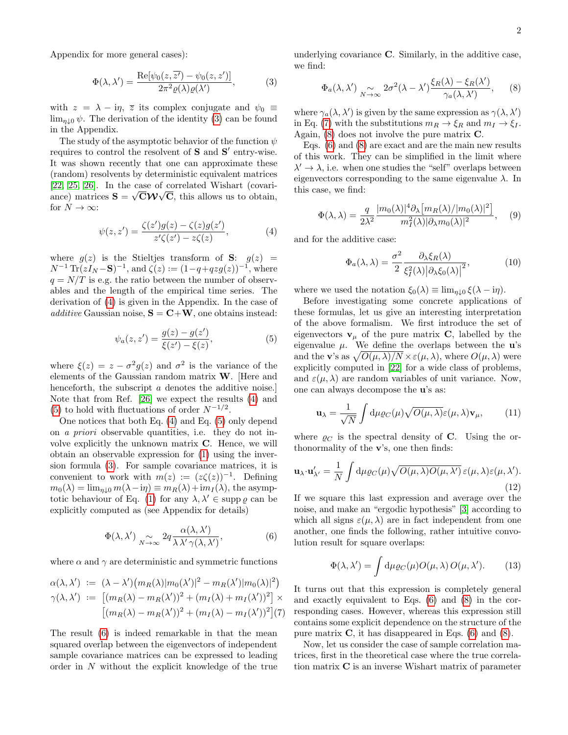Appendix for more general cases):

$$\Phi(\lambda, \lambda') = \frac{\mathrm{Re}[\psi_0(z, \overline{z'}) - \psi_0(z, z')]}{2\pi^2 \varrho(\lambda)\varrho(\lambda')}, \tag{3}$$

with $z = \lambda - \mathrm{i}\eta$, $\overline{z}$ its complex conjugate and $\psi_0 \equiv \lim_{\eta \downarrow 0} \psi$. The derivation of the identity (3) can be found in the Appendix.

The study of the asymptotic behavior of the function $\psi$ requires to control the resolvent of $\mathbf{S}$ and $\mathbf{S}'$ entry-wise. It was shown recently that one can approximate these (random) resolvents by deterministic equivalent matrices [22, 25, 26]. In the case of correlated Wishart (covariance) matrices $\mathbf{S} = \sqrt{\mathbf{C}}\boldsymbol{\mathcal{W}}\sqrt{\mathbf{C}}$, this allows us to obtain, for $N \to \infty$:

$$\psi(z, z') = \frac{\zeta(z')g(z) - \zeta(z)g(z')}{z'\zeta(z') - z\zeta(z)}, \tag{4}$$

where $g(z)$ is the Stieltjes transform of $\mathbf{S}$: $g(z) = N^{-1}\,\mathrm{Tr}(zI_N - \mathbf{S})^{-1}$, and $\zeta(z) := (1 - q + qzg(z))^{-1}$, where $q = N/T$ is e.g. the ratio between the number of observables and the length of the empirical time series. The derivation of (4) is given in the Appendix. In the case of *additive* Gaussian noise, $\mathbf{S} = \mathbf{C} + \mathbf{W}$, one obtains instead:

$$\psi_a(z, z') = \frac{g(z) - g(z')}{\xi(z') - \xi(z)}, \tag{5}$$

where $\xi(z) = z - \sigma^2 g(z)$ and $\sigma^2$ is the variance of the elements of the Gaussian random matrix $\mathbf{W}$. [Here and henceforth, the subscript $a$ denotes the additive noise.] Note that from Ref. [26] we expect the results (4) and (5) to hold with fluctuations of order $N^{-1/2}$.

One notices that both Eq. (4) and Eq. (5) only depend on *a priori* observable quantities, i.e. they do not involve explicitly the unknown matrix $\mathbf{C}$. Hence, we will obtain an observable expression for (1) using the inversion formula (3). For sample covariance matrices, it is convenient to work with $m(z) := (z\zeta(z))^{-1}$. Defining $m_0(\lambda) = \lim_{\eta \downarrow 0} m(\lambda - \mathrm{i}\eta) \equiv m_R(\lambda) + \mathrm{i}m_I(\lambda)$, the asymptotic behaviour of Eq. (1) for any $\lambda, \lambda' \in \mathrm{supp}\,\varrho$ can be explicitly computed as (see Appendix for details)

$$\Phi(\lambda, \lambda') \underset{N \to \infty}{\sim} 2q \frac{\alpha(\lambda, \lambda')}{\lambda\,\lambda'\,\gamma(\lambda, \lambda')}, \tag{6}$$

where $\alpha$ and $\gamma$ are deterministic and symmetric functions

$$\begin{aligned}
\alpha(\lambda, \lambda') &:= (\lambda - \lambda')\big(m_R(\lambda)|m_0(\lambda')|^2 - m_R(\lambda')|m_0(\lambda)|^2\big) \\
\gamma(\lambda, \lambda') &:= \big[(m_R(\lambda) - m_R(\lambda'))^2 + (m_I(\lambda) + m_I(\lambda'))^2\big] \times \\
&\quad\; \big[(m_R(\lambda) - m_R(\lambda'))^2 + (m_I(\lambda) - m_I(\lambda'))^2\big]
\end{aligned} \tag{7}$$

The result (6) is indeed remarkable in that the mean squared overlap between the eigenvectors of independent sample covariance matrices can be expressed to leading order in $N$ without the explicit knowledge of the true underlying covariance $\mathbf{C}$. Similarly, in the additive case, we find:

$$\Phi_a(\lambda, \lambda') \underset{N \to \infty}{\sim} 2\sigma^2(\lambda - \lambda')\frac{\xi_R(\lambda) - \xi_R(\lambda')}{\gamma_a(\lambda, \lambda')}, \tag{8}$$

where $\gamma_a(\lambda, \lambda')$ is given by the same expression as $\gamma(\lambda, \lambda')$ in Eq. (7) with the substitutions $m_R \to \xi_R$ and $m_I \to \xi_I$. Again, (8) does not involve the pure matrix $\mathbf{C}$.

Eqs. (6) and (8) are exact and are the main new results of this work. They can be simplified in the limit where $\lambda' \to \lambda$, i.e. when one studies the "self" overlaps between eigenvectors corresponding to the same eigenvalue $\lambda$. In this case, we find:

$$\Phi(\lambda, \lambda) = \frac{q}{2\lambda^2}\frac{|m_0(\lambda)|^4 \partial_\lambda\big[m_R(\lambda)/|m_0(\lambda)|^2\big]}{m_I^2(\lambda)|\partial_\lambda m_0(\lambda)|^2}, \tag{9}$$

and for the additive case:

$$\Phi_a(\lambda, \lambda) = \frac{\sigma^2}{2}\frac{\partial_\lambda \xi_R(\lambda)}{\xi_I^2(\lambda)\big|\partial_\lambda \xi_0(\lambda)\big|^2}, \tag{10}$$

where we used the notation $\xi_0(\lambda) \equiv \lim_{\eta \downarrow 0} \xi(\lambda - \mathrm{i}\eta)$.

Before investigating some concrete applications of these formulas, let us give an interesting interpretation of the above formalism. We first introduce the set of eigenvectors $\mathbf{v}_\mu$ of the pure matrix $\mathbf{C}$, labelled by the eigenvalue $\mu$. We define the overlaps between the $\mathbf{u}$'s and the $\mathbf{v}$'s as $\sqrt{O(\mu, \lambda)/N} \times \varepsilon(\mu, \lambda)$, where $O(\mu, \lambda)$ were explicitly computed in [22] for a wide class of problems, and $\varepsilon(\mu, \lambda)$ are random variables of unit variance. Now, one can always decompose the $\mathbf{u}$'s as:

$$\mathbf{u}_\lambda = \frac{1}{\sqrt{N}}\int \mathrm{d}\mu \varrho_C(\mu)\sqrt{O(\mu, \lambda)}\varepsilon(\mu, \lambda)\mathbf{v}_\mu, \tag{11}$$

where $\varrho_C$ is the spectral density of $\mathbf{C}$. Using the orthonormality of the $\mathbf{v}$'s, one then finds:

$$\mathbf{u}_\lambda \cdot \mathbf{u}'_{\lambda'} = \frac{1}{N}\int \mathrm{d}\mu \varrho_C(\mu)\sqrt{O(\mu, \lambda)O(\mu, \lambda')}\,\varepsilon(\mu, \lambda)\varepsilon(\mu, \lambda'). \tag{12}$$

If we square this last expression and average over the noise, and make an "ergodic hypothesis" [3] according to which all signs $\varepsilon(\mu, \lambda)$ are in fact independent from one another, one finds the following, rather intuitive convolution result for square overlaps:

$$\Phi(\lambda, \lambda') = \int \mathrm{d}\mu \varrho_C(\mu) O(\mu, \lambda)\, O(\mu, \lambda'). \tag{13}$$

It turns out that this expression is completely general and exactly equivalent to Eqs. (6) and (8) in the corresponding cases. However, whereas this expression still contains some explicit dependence on the structure of the pure matrix $\mathbf{C}$, it has disappeared in Eqs. (6) and (8).

Now, let us consider the case of sample correlation matrices, first in the theoretical case where the true correlation matrix $\mathbf{C}$ is an inverse Wishart matrix of parameter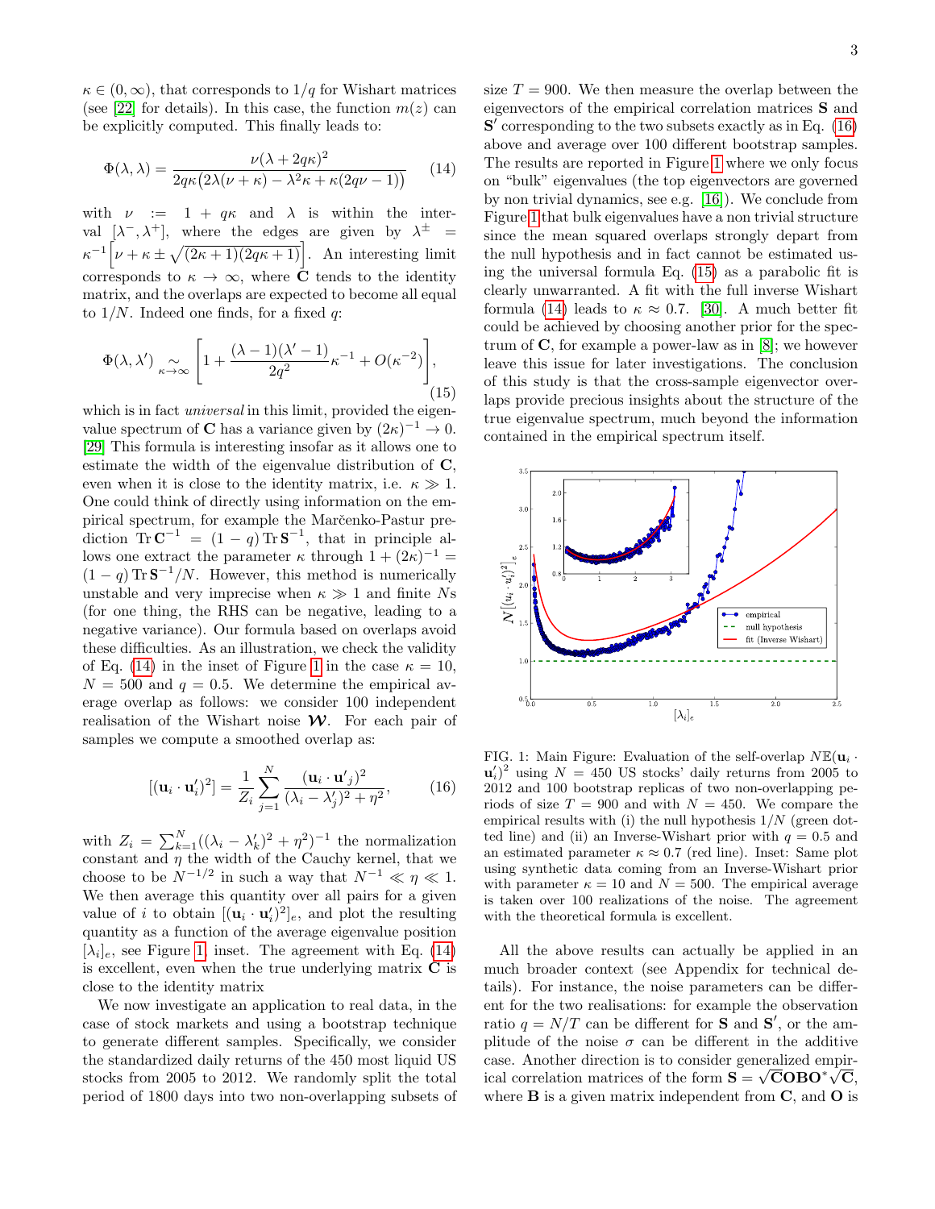$\kappa \in (0, \infty)$, that corresponds to $1/q$ for Wishart matrices (see [22] for details). In this case, the function $m(z)$ can be explicitly computed. This finally leads to:

$$\Phi(\lambda, \lambda) = \frac{\nu(\lambda + 2q\kappa)^2}{2q\kappa\big(2\lambda(\nu+\kappa) - \lambda^2\kappa + \kappa(2q\nu - 1)\big)} \tag{14}$$

with $\nu := 1 + q\kappa$ and $\lambda$ is within the interval $[\lambda^-, \lambda^+]$, where the edges are given by $\lambda^{\pm} = \kappa^{-1}\Big[\nu + \kappa \pm \sqrt{(2\kappa+1)(2q\kappa+1)}\Big]$. An interesting limit corresponds to $\kappa \to \infty$, where $\mathbf{C}$ tends to the identity matrix, and the overlaps are expected to become all equal to $1/N$. Indeed one finds, for a fixed $q$:

$$\Phi(\lambda, \lambda') \underset{\kappa\to\infty}{\sim} \left[1 + \frac{(\lambda-1)(\lambda'-1)}{2q^2}\kappa^{-1} + O(\kappa^{-2})\right], \tag{15}$$

which is in fact *universal* in this limit, provided the eigenvalue spectrum of $\mathbf{C}$ has a variance given by $(2\kappa)^{-1} \to 0$. [29] This formula is interesting insofar as it allows one to estimate the width of the eigenvalue distribution of $\mathbf{C}$, even when it is close to the identity matrix, i.e. $\kappa \gg 1$. One could think of directly using information on the empirical spectrum, for example the Marčenko-Pastur prediction $\operatorname{Tr}\mathbf{C}^{-1} = (1-q)\operatorname{Tr}\mathbf{S}^{-1}$, that in principle allows one extract the parameter $\kappa$ through $1 + (2\kappa)^{-1} = (1-q)\operatorname{Tr}\mathbf{S}^{-1}/N$. However, this method is numerically unstable and very imprecise when $\kappa \gg 1$ and finite $N$s (for one thing, the RHS can be negative, leading to a negative variance). Our formula based on overlaps avoid these difficulties. As an illustration, we check the validity of Eq. (14) in the inset of Figure 1 in the case $\kappa = 10$, $N = 500$ and $q = 0.5$. We determine the empirical average overlap as follows: we consider 100 independent realisation of the Wishart noise $\boldsymbol{\mathcal{W}}$. For each pair of samples we compute a smoothed overlap as:

$$[(\mathbf{u}_i \cdot \mathbf{u}'_i)^2] = \frac{1}{Z_i}\sum_{j=1}^{N} \frac{(\mathbf{u}_i \cdot \mathbf{u}'_j)^2}{(\lambda_i - \lambda'_j)^2 + \eta^2}, \tag{16}$$

with $Z_i = \sum_{k=1}^{N}((\lambda_i - \lambda'_k)^2 + \eta^2)^{-1}$ the normalization constant and $\eta$ the width of the Cauchy kernel, that we choose to be $N^{-1/2}$ in such a way that $N^{-1} \ll \eta \ll 1$. We then average this quantity over all pairs for a given value of $i$ to obtain $[(\mathbf{u}_i \cdot \mathbf{u}'_i)^2]_e$, and plot the resulting quantity as a function of the average eigenvalue position $[\lambda_i]_e$, see Figure 1, inset. The agreement with Eq. (14) is excellent, even when the true underlying matrix $\mathbf{C}$ is close to the identity matrix

We now investigate an application to real data, in the case of stock markets and using a bootstrap technique to generate different samples. Specifically, we consider the standardized daily returns of the 450 most liquid US stocks from 2005 to 2012. We randomly split the total period of 1800 days into two non-overlapping subsets of size $T = 900$. We then measure the overlap between the eigenvectors of the empirical correlation matrices $\mathbf{S}$ and $\mathbf{S}'$ corresponding to the two subsets exactly as in Eq. (16) above and average over 100 different bootstrap samples. The results are reported in Figure 1 where we only focus on "bulk" eigenvalues (the top eigenvectors are governed by non trivial dynamics, see e.g. [16]). We conclude from Figure 1 that bulk eigenvalues have a non trivial structure since the mean squared overlaps strongly depart from the null hypothesis and in fact cannot be estimated using the universal formula Eq. (15) as a parabolic fit is clearly unwarranted. A fit with the full inverse Wishart formula (14) leads to $\kappa \approx 0.7$. [30]. A much better fit could be achieved by choosing another prior for the spectrum of $\mathbf{C}$, for example a power-law as in [8]; we however leave this issue for later investigations. The conclusion of this study is that the cross-sample eigenvector overlaps provide precious insights about the structure of the true eigenvalue spectrum, much beyond the information contained in the empirical spectrum itself.

FIG. 1: Main Figure: Evaluation of the self-overlap $N\mathbb{E}(\mathbf{u}_i \cdot \mathbf{u}'_i)^2$ using $N = 450$ US stocks' daily returns from 2005 to 2012 and 100 bootstrap replicas of two non-overlapping periods of size $T = 900$ and with $N = 450$. We compare the empirical results with (i) the null hypothesis $1/N$ (green dotted line) and (ii) an Inverse-Wishart prior with $q = 0.5$ and an estimated parameter $\kappa \approx 0.7$ (red line). Inset: Same plot using synthetic data coming from an Inverse-Wishart prior with parameter $\kappa = 10$ and $N = 500$. The empirical average is taken over 100 realizations of the noise. The agreement with the theoretical formula is excellent.

All the above results can actually be applied in an much broader context (see Appendix for technical details). For instance, the noise parameters can be different for the two realisations: for example the observation ratio $q = N/T$ can be different for $\mathbf{S}$ and $\mathbf{S}'$, or the amplitude of the noise $\sigma$ can be different in the additive case. Another direction is to consider generalized empirical correlation matrices of the form $\mathbf{S} = \sqrt{\mathbf{C}}\mathbf{O}\mathbf{B}\mathbf{O}^*\sqrt{\mathbf{C}}$, where $\mathbf{B}$ is a given matrix independent from $\mathbf{C}$, and $\mathbf{O}$ is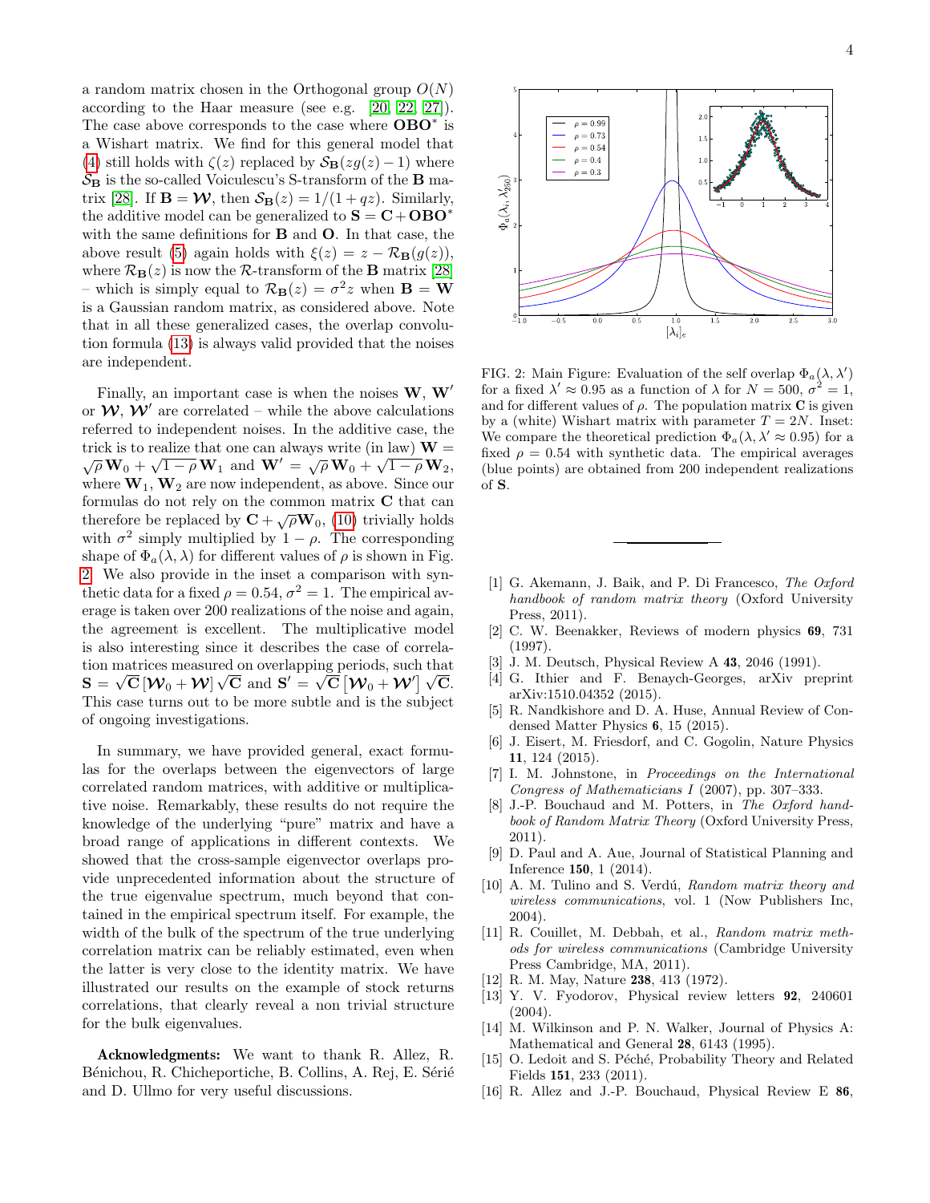a random matrix chosen in the Orthogonal group $O(N)$ according to the Haar measure (see e.g. [20, 22, 27]). The case above corresponds to the case where $\mathbf{OBO}^*$ is a Wishart matrix. We find for this general model that (4) still holds with $\zeta(z)$ replaced by $\mathcal{S}_{\mathbf{B}}(zg(z)-1)$ where $\mathcal{S}_{\mathbf{B}}$ is the so-called Voiculescu's S-transform of the $\mathbf{B}$ matrix [28]. If $\mathbf{B} = \boldsymbol{\mathcal{W}}$, then $\mathcal{S}_{\mathbf{B}}(z) = 1/(1+qz)$. Similarly, the additive model can be generalized to $\mathbf{S} = \mathbf{C} + \mathbf{OBO}^*$ with the same definitions for $\mathbf{B}$ and $\mathbf{O}$. In that case, the above result (5) again holds with $\xi(z) = z - \mathcal{R}_{\mathbf{B}}(g(z))$, where $\mathcal{R}_{\mathbf{B}}(z)$ is now the $\mathcal{R}$-transform of the $\mathbf{B}$ matrix [28] – which is simply equal to $\mathcal{R}_{\mathbf{B}}(z) = \sigma^2 z$ when $\mathbf{B} = \mathbf{W}$ is a Gaussian random matrix, as considered above. Note that in all these generalized cases, the overlap convolution formula (13) is always valid provided that the noises are independent.

Finally, an important case is when the noises $\mathbf{W}$, $\mathbf{W}'$ or $\boldsymbol{\mathcal{W}}$, $\boldsymbol{\mathcal{W}}'$ are correlated – while the above calculations referred to independent noises. In the additive case, the trick is to realize that one can always write (in law) $\mathbf{W} = \sqrt{\rho}\,\mathbf{W}_0 + \sqrt{1-\rho}\,\mathbf{W}_1$ and $\mathbf{W}' = \sqrt{\rho}\,\mathbf{W}_0 + \sqrt{1-\rho}\,\mathbf{W}_2$, where $\mathbf{W}_1, \mathbf{W}_2$ are now independent, as above. Since our formulas do not rely on the common matrix $\mathbf{C}$ that can therefore be replaced by $\mathbf{C} + \sqrt{\rho}\mathbf{W}_0$, (10) trivially holds with $\sigma^2$ simply multiplied by $1-\rho$. The corresponding shape of $\Phi_a(\lambda, \lambda)$ for different values of $\rho$ is shown in Fig. 2. We also provide in the inset a comparison with synthetic data for a fixed $\rho = 0.54$, $\sigma^2 = 1$. The empirical average is taken over 200 realizations of the noise and again, the agreement is excellent. The multiplicative model is also interesting since it describes the case of correlation matrices measured on overlapping periods, such that $\mathbf{S} = \sqrt{\mathbf{C}}\,[\boldsymbol{\mathcal{W}}_0 + \boldsymbol{\mathcal{W}}]\,\sqrt{\mathbf{C}}$ and $\mathbf{S}' = \sqrt{\mathbf{C}}\,[\boldsymbol{\mathcal{W}}_0 + \boldsymbol{\mathcal{W}}']\,\sqrt{\mathbf{C}}$. This case turns out to be more subtle and is the subject of ongoing investigations.

In summary, we have provided general, exact formulas for the overlaps between the eigenvectors of large correlated random matrices, with additive or multiplicative noise. Remarkably, these results do not require the knowledge of the underlying "pure" matrix and have a broad range of applications in different contexts. We showed that the cross-sample eigenvector overlaps provide unprecedented information about the structure of the true eigenvalue spectrum, much beyond that contained in the empirical spectrum itself. For example, the width of the bulk of the spectrum of the true underlying correlation matrix can be reliably estimated, even when the latter is very close to the identity matrix. We have illustrated our results on the example of stock returns correlations, that clearly reveal a non trivial structure for the bulk eigenvalues.

**Acknowledgments:** We want to thank R. Allez, R. Bénichou, R. Chicheportiche, B. Collins, A. Rej, E. Sérié and D. Ullmo for very useful discussions.

FIG. 2: Main Figure: Evaluation of the self overlap $\Phi_a(\lambda, \lambda')$ for a fixed $\lambda' \approx 0.95$ as a function of $\lambda$ for $N = 500$, $\sigma^2 = 1$, and for different values of $\rho$. The population matrix $\mathbf{C}$ is given by a (white) Wishart matrix with parameter $T = 2N$. Inset: We compare the theoretical prediction $\Phi_a(\lambda, \lambda' \approx 0.95)$ for a fixed $\rho = 0.54$ with synthetic data. The empirical averages (blue points) are obtained from 200 independent realizations of $\mathbf{S}$.

[1] G. Akemann, J. Baik, and P. Di Francesco, *The Oxford handbook of random matrix theory* (Oxford University Press, 2011).

[2] C. W. Beenakker, Reviews of modern physics **69**, 731 (1997).

[3] J. M. Deutsch, Physical Review A **43**, 2046 (1991).

[4] G. Ithier and F. Benaych-Georges, arXiv preprint arXiv:1510.04352 (2015).

[5] R. Nandkishore and D. A. Huse, Annual Review of Condensed Matter Physics **6**, 15 (2015).

[6] J. Eisert, M. Friesdorf, and C. Gogolin, Nature Physics **11**, 124 (2015).

[7] I. M. Johnstone, in *Proceedings on the International Congress of Mathematicians I* (2007), pp. 307–333.

[8] J.-P. Bouchaud and M. Potters, in *The Oxford handbook of Random Matrix Theory* (Oxford University Press, 2011).

[9] D. Paul and A. Aue, Journal of Statistical Planning and Inference **150**, 1 (2014).

[10] A. M. Tulino and S. Verdú, *Random matrix theory and wireless communications*, vol. 1 (Now Publishers Inc, 2004).

[11] R. Couillet, M. Debbah, et al., *Random matrix methods for wireless communications* (Cambridge University Press Cambridge, MA, 2011).

[12] R. M. May, Nature **238**, 413 (1972).

[13] Y. V. Fyodorov, Physical review letters **92**, 240601 (2004).

[14] M. Wilkinson and P. N. Walker, Journal of Physics A: Mathematical and General **28**, 6143 (1995).

[15] O. Ledoit and S. Péché, Probability Theory and Related Fields **151**, 233 (2011).

[16] R. Allez and J.-P. Bouchaud, Physical Review E **86**,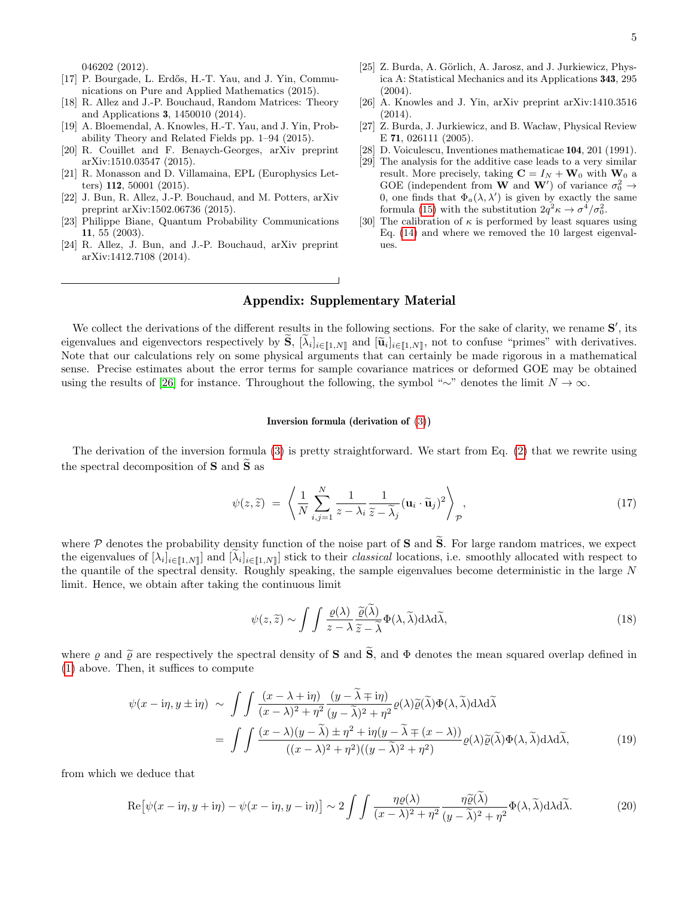046202 (2012).

[17] P. Bourgade, L. Erdős, H.-T. Yau, and J. Yin, Communications on Pure and Applied Mathematics (2015).

[18] R. Allez and J.-P. Bouchaud, Random Matrices: Theory and Applications **3**, 1450010 (2014).

[19] A. Bloemendal, A. Knowles, H.-T. Yau, and J. Yin, Probability Theory and Related Fields pp. 1–94 (2015).

[20] R. Couillet and F. Benaych-Georges, arXiv preprint arXiv:1510.03547 (2015).

[21] R. Monasson and D. Villamaina, EPL (Europhysics Letters) **112**, 50001 (2015).

[22] J. Bun, R. Allez, J.-P. Bouchaud, and M. Potters, arXiv preprint arXiv:1502.06736 (2015).

[23] Philippe Biane, Quantum Probability Communications **11**, 55 (2003).

[24] R. Allez, J. Bun, and J.-P. Bouchaud, arXiv preprint arXiv:1412.7108 (2014).

[25] Z. Burda, A. Görlich, A. Jarosz, and J. Jurkiewicz, Physica A: Statistical Mechanics and its Applications **343**, 295 (2004).

[26] A. Knowles and J. Yin, arXiv preprint arXiv:1410.3516 (2014).

[27] Z. Burda, J. Jurkiewicz, and B. Wacław, Physical Review E **71**, 026111 (2005).

[28] D. Voiculescu, Inventiones mathematicae **104**, 201 (1991).

[29] The analysis for the additive case leads to a very similar result. More precisely, taking $\mathbf{C} = I_N + \mathbf{W}_0$ with $\mathbf{W}_0$ a GOE (independent from $\mathbf{W}$ and $\mathbf{W}'$) of variance $\sigma_0^2 \to 0$, one finds that $\Phi_a(\lambda, \lambda')$ is given by exactly the same formula (15) with the substitution $2q^2\kappa \to \sigma^4/\sigma_0^2$.

[30] The calibration of $\kappa$ is performed by least squares using Eq. (14) and where we removed the 10 largest eigenvalues.

## Appendix: Supplementary Material

We collect the derivations of the different results in the following sections. For the sake of clarity, we rename $\mathbf{S}'$, its eigenvalues and eigenvectors respectively by $\widetilde{\mathbf{S}}$, $[\widetilde{\lambda}_i]_{i\in[\![1,N]\!]}$ and $[\widetilde{\mathbf{u}}_i]_{i\in[\![1,N]\!]}$, not to confuse "primes" with derivatives. Note that our calculations rely on some physical arguments that can certainly be made rigorous in a mathematical sense. Precise estimates about the error terms for sample covariance matrices or deformed GOE may be obtained using the results of [26] for instance. Throughout the following, the symbol "$\sim$" denotes the limit $N \to \infty$.

### Inversion formula (derivation of (3))

The derivation of the inversion formula (3) is pretty straightforward. We start from Eq. (2) that we rewrite using the spectral decomposition of $\mathbf{S}$ and $\widetilde{\mathbf{S}}$ as

$$\psi(z, \widetilde{z}) \;=\; \left\langle \frac{1}{N}\sum_{i,j=1}^{N} \frac{1}{z-\lambda_i}\frac{1}{\widetilde{z}-\widetilde{\lambda}_j}(\mathbf{u}_i\cdot\widetilde{\mathbf{u}}_j)^2 \right\rangle_{\mathcal{P}}, \tag{17}$$

where $\mathcal{P}$ denotes the probability density function of the noise part of $\mathbf{S}$ and $\widetilde{\mathbf{S}}$. For large random matrices, we expect the eigenvalues of $[\lambda_i]_{i\in[\![1,N]\!]}$ and $[\widetilde{\lambda}_i]_{i\in[\![1,N]\!]}$ stick to their *classical* locations, i.e. smoothly allocated with respect to the quantile of the spectral density. Roughly speaking, the sample eigenvalues become deterministic in the large $N$ limit. Hence, we obtain after taking the continuous limit

$$\psi(z, \widetilde{z}) \sim \int\int \frac{\varrho(\lambda)}{z-\lambda}\frac{\widetilde{\varrho}(\widetilde{\lambda})}{\widetilde{z}-\widetilde{\lambda}}\Phi(\lambda,\widetilde{\lambda})\mathrm{d}\lambda\mathrm{d}\widetilde{\lambda}, \tag{18}$$

where $\varrho$ and $\widetilde{\varrho}$ are respectively the spectral density of $\mathbf{S}$ and $\widetilde{\mathbf{S}}$, and $\Phi$ denotes the mean squared overlap defined in (1) above. Then, it suffices to compute

$$\begin{aligned}
\psi(x-\mathrm{i}\eta, y\pm\mathrm{i}\eta) \;&\sim\; \int\int \frac{(x-\lambda+\mathrm{i}\eta)}{(x-\lambda)^2+\eta^2}\frac{(y-\widetilde{\lambda}\mp\mathrm{i}\eta)}{(y-\widetilde{\lambda})^2+\eta^2}\varrho(\lambda)\widetilde{\varrho}(\widetilde{\lambda})\Phi(\lambda,\widetilde{\lambda})\mathrm{d}\lambda\mathrm{d}\widetilde{\lambda} \\
&=\; \int\int \frac{(x-\lambda)(y-\widetilde{\lambda})\pm\eta^2+\mathrm{i}\eta(y-\widetilde{\lambda}\mp(x-\lambda))}{((x-\lambda)^2+\eta^2)((y-\widetilde{\lambda})^2+\eta^2)}\varrho(\lambda)\widetilde{\varrho}(\widetilde{\lambda})\Phi(\lambda,\widetilde{\lambda})\mathrm{d}\lambda\mathrm{d}\widetilde{\lambda},
\end{aligned} \tag{19}$$

from which we deduce that

$$\mathrm{Re}\big[\psi(x-\mathrm{i}\eta, y+\mathrm{i}\eta)-\psi(x-\mathrm{i}\eta, y-\mathrm{i}\eta)\big] \sim 2\int\int \frac{\eta\varrho(\lambda)}{(x-\lambda)^2+\eta^2}\frac{\eta\widetilde{\varrho}(\widetilde{\lambda})}{(y-\widetilde{\lambda})^2+\eta^2}\Phi(\lambda,\widetilde{\lambda})\mathrm{d}\lambda\mathrm{d}\widetilde{\lambda}. \tag{20}$$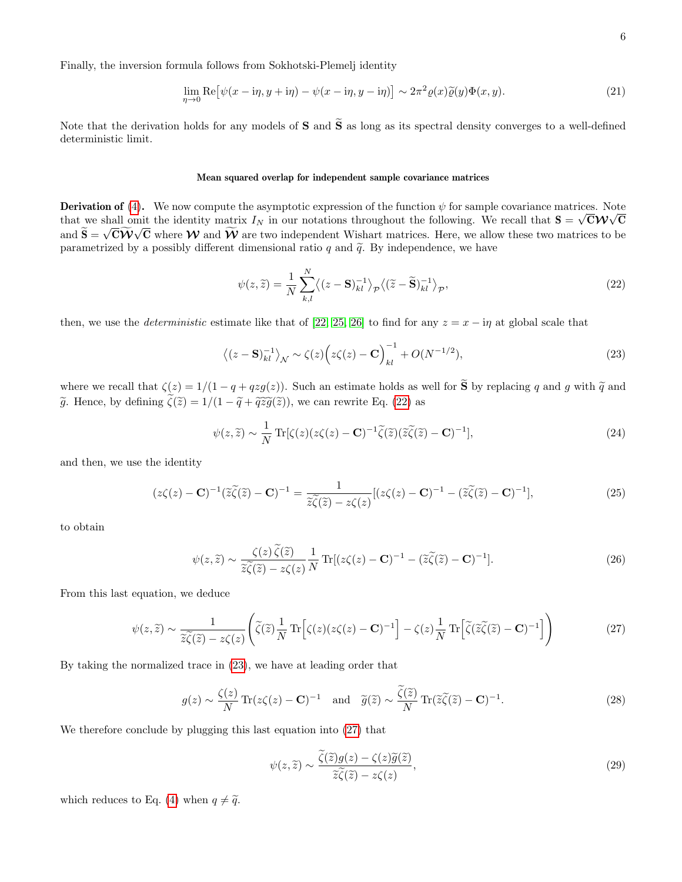Finally, the inversion formula follows from Sokhotski-Plemelj identity

$$\lim_{\eta\to 0} \mathrm{Re}\big[\psi(x-\mathrm{i}\eta, y+\mathrm{i}\eta) - \psi(x-\mathrm{i}\eta, y-\mathrm{i}\eta)\big] \sim 2\pi^2 \varrho(x)\widetilde{\varrho}(y)\Phi(x,y). \tag{21}$$

Note that the derivation holds for any models of $\mathbf{S}$ and $\widetilde{\mathbf{S}}$ as long as its spectral density converges to a well-defined deterministic limit.

#### Mean squared overlap for independent sample covariance matrices

**Derivation of (4).** We now compute the asymptotic expression of the function $\psi$ for sample covariance matrices. Note that we shall omit the identity matrix $I_N$ in our notations throughout the following. We recall that $\mathbf{S} = \sqrt{\mathbf{C}}\boldsymbol{\mathcal{W}}\sqrt{\mathbf{C}}$ and $\widetilde{\mathbf{S}} = \sqrt{\mathbf{C}}\widetilde{\boldsymbol{\mathcal{W}}}\sqrt{\mathbf{C}}$ where $\boldsymbol{\mathcal{W}}$ and $\widetilde{\boldsymbol{\mathcal{W}}}$ are two independent Wishart matrices. Here, we allow these two matrices to be parametrized by a possibly different dimensional ratio $q$ and $\widetilde{q}$. By independence, we have

$$\psi(z,\widetilde{z}) = \frac{1}{N}\sum_{k,l}^{N} \big\langle (z-\mathbf{S})^{-1}_{kl}\big\rangle_{\mathcal{P}} \big\langle (\widetilde{z}-\widetilde{\mathbf{S}})^{-1}_{kl}\big\rangle_{\mathcal{P}}, \tag{22}$$

then, we use the *deterministic* estimate like that of [22, 25, 26] to find for any $z = x - \mathrm{i}\eta$ at global scale that

$$\big\langle (z-\mathbf{S})^{-1}_{kl}\big\rangle_{\mathcal{N}} \sim \zeta(z)\Big(z\zeta(z) - \mathbf{C}\Big)^{-1}_{kl} + O(N^{-1/2}), \tag{23}$$

where we recall that $\zeta(z) = 1/(1-q+qzg(z))$. Such an estimate holds as well for $\widetilde{\mathbf{S}}$ by replacing $q$ and $g$ with $\widetilde{q}$ and $\widetilde{g}$. Hence, by defining $\widetilde{\zeta}(\widetilde{z}) = 1/(1-\widetilde{q}+\widetilde{q}\widetilde{z}\widetilde{g}(\widetilde{z}))$, we can rewrite Eq. (22) as

$$\psi(z,\widetilde{z}) \sim \frac{1}{N}\mathrm{Tr}[\zeta(z)(z\zeta(z)-\mathbf{C})^{-1}\widetilde{\zeta}(\widetilde{z})(\widetilde{z}\widetilde{\zeta}(\widetilde{z})-\mathbf{C})^{-1}], \tag{24}$$

and then, we use the identity

$$(z\zeta(z)-\mathbf{C})^{-1}(\widetilde{z}\widetilde{\zeta}(\widetilde{z})-\mathbf{C})^{-1} = \frac{1}{\widetilde{z}\widetilde{\zeta}(\widetilde{z}) - z\zeta(z)}[(z\zeta(z)-\mathbf{C})^{-1} - (\widetilde{z}\widetilde{\zeta}(\widetilde{z})-\mathbf{C})^{-1}], \tag{25}$$

to obtain

$$\psi(z,\widetilde{z}) \sim \frac{\zeta(z)\,\widetilde{\zeta}(\widetilde{z})}{\widetilde{z}\widetilde{\zeta}(\widetilde{z}) - z\zeta(z)}\frac{1}{N}\mathrm{Tr}[(z\zeta(z)-\mathbf{C})^{-1} - (\widetilde{z}\widetilde{\zeta}(\widetilde{z})-\mathbf{C})^{-1}]. \tag{26}$$

From this last equation, we deduce

$$\psi(z,\widetilde{z}) \sim \frac{1}{\widetilde{z}\widetilde{\zeta}(\widetilde{z}) - z\zeta(z)}\left(\widetilde{\zeta}(\widetilde{z})\frac{1}{N}\mathrm{Tr}\Big[\zeta(z)(z\zeta(z)-\mathbf{C})^{-1}\Big] - \zeta(z)\frac{1}{N}\mathrm{Tr}\Big[\widetilde{\zeta}(\widetilde{z}\widetilde{\zeta}(\widetilde{z})-\mathbf{C})^{-1}\Big]\right) \tag{27}$$

By taking the normalized trace in (23), we have at leading order that

$$g(z) \sim \frac{\zeta(z)}{N}\mathrm{Tr}(z\zeta(z)-\mathbf{C})^{-1} \quad \text{and} \quad \widetilde{g}(\widetilde{z}) \sim \frac{\widetilde{\zeta}(\widetilde{z})}{N}\mathrm{Tr}(\widetilde{z}\widetilde{\zeta}(\widetilde{z})-\mathbf{C})^{-1}. \tag{28}$$

We therefore conclude by plugging this last equation into (27) that

$$\psi(z,\widetilde{z}) \sim \frac{\widetilde{\zeta}(\widetilde{z})g(z) - \zeta(z)\widetilde{g}(\widetilde{z})}{\widetilde{z}\widetilde{\zeta}(\widetilde{z}) - z\zeta(z)}, \tag{29}$$

which reduces to Eq. (4) when $q \neq \widetilde{q}$.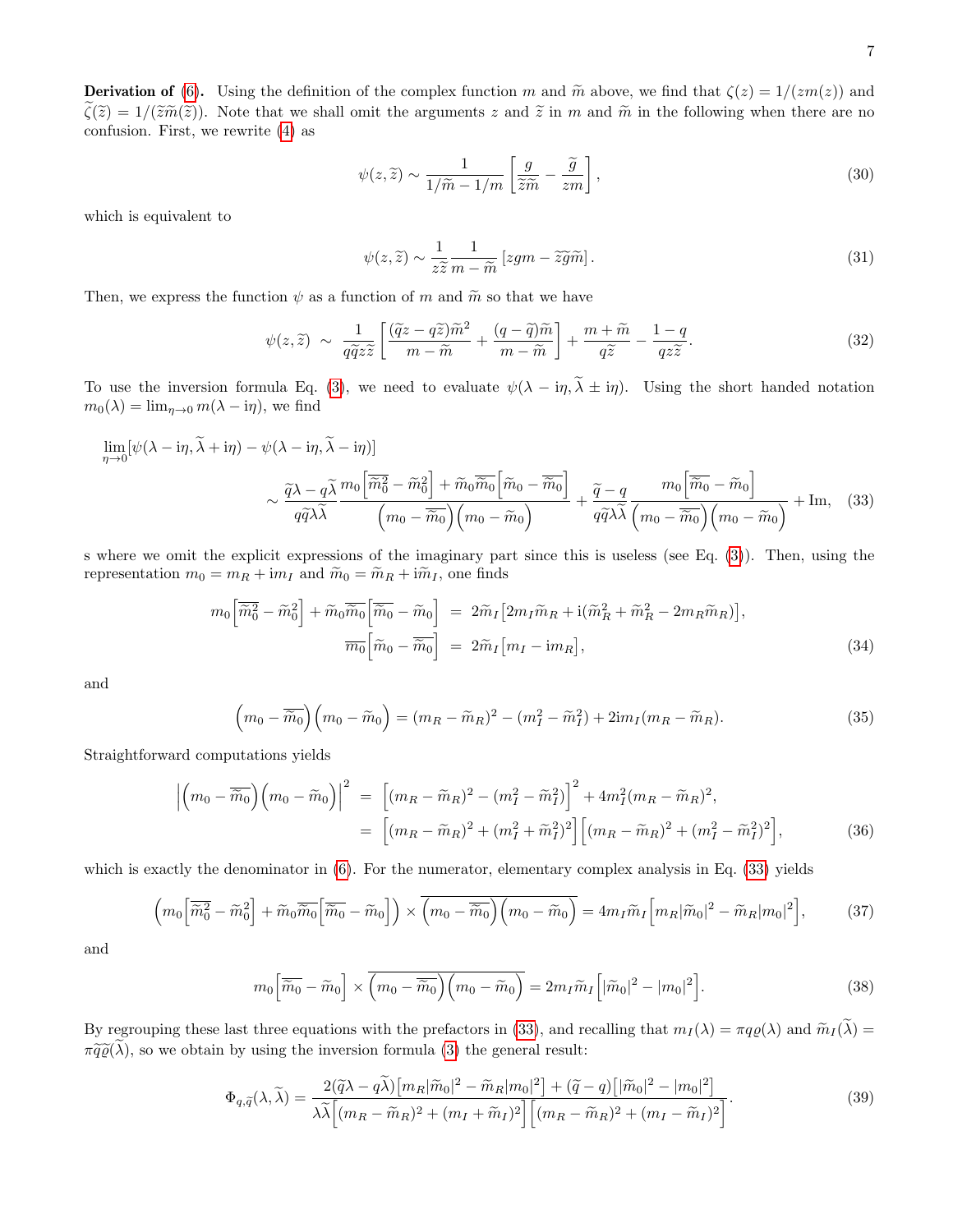**Derivation of (6).** Using the definition of the complex function $m$ and $\widetilde{m}$ above, we find that $\zeta(z) = 1/(zm(z))$ and $\widetilde{\zeta}(\widetilde{z}) = 1/(\widetilde{z}\widetilde{m}(\widetilde{z}))$. Note that we shall omit the arguments $z$ and $\widetilde{z}$ in $m$ and $\widetilde{m}$ in the following when there are no confusion. First, we rewrite (4) as

$$\psi(z, \widetilde{z}) \sim \frac{1}{1/\widetilde{m} - 1/m}\left[\frac{g}{\widetilde{z}\widetilde{m}} - \frac{\widetilde{g}}{zm}\right], \tag{30}$$

which is equivalent to

$$\psi(z, \widetilde{z}) \sim \frac{1}{z\widetilde{z}}\frac{1}{m - \widetilde{m}}\left[zgm - \widetilde{z}\widetilde{g}\widetilde{m}\right]. \tag{31}$$

Then, we express the function $\psi$ as a function of $m$ and $\widetilde{m}$ so that we have

$$\psi(z, \widetilde{z}) \;\sim\; \frac{1}{q\widetilde{q}z\widetilde{z}}\left[\frac{(\widetilde{q}z - q\widetilde{z})\widetilde{m}^2}{m - \widetilde{m}} + \frac{(q - \widetilde{q})\widetilde{m}}{m - \widetilde{m}}\right] + \frac{m + \widetilde{m}}{q\widetilde{z}} - \frac{1 - q}{qz\widetilde{z}}. \tag{32}$$

To use the inversion formula Eq. (3), we need to evaluate $\psi(\lambda - \mathrm{i}\eta, \widetilde{\lambda} \pm \mathrm{i}\eta)$. Using the short handed notation $m_0(\lambda) = \lim_{\eta\to 0} m(\lambda - \mathrm{i}\eta)$, we find

$$\begin{aligned}
&\lim_{\eta\to 0}[\psi(\lambda - \mathrm{i}\eta, \widetilde{\lambda} + \mathrm{i}\eta) - \psi(\lambda - \mathrm{i}\eta, \widetilde{\lambda} - \mathrm{i}\eta)] \\
&\qquad \sim \frac{\widetilde{q}\lambda - q\widetilde{\lambda}}{q\widetilde{q}\lambda\widetilde{\lambda}}\frac{m_0\Big[\overline{\widetilde{m}_0^2} - \widetilde{m}_0^2\Big] + \widetilde{m}_0\overline{\widetilde{m}_0}\Big[\widetilde{m}_0 - \overline{\widetilde{m}_0}\Big]}{\Big(m_0 - \overline{\widetilde{m}_0}\Big)\Big(m_0 - \widetilde{m}_0\Big)} + \frac{\widetilde{q} - q}{q\widetilde{q}\lambda\widetilde{\lambda}}\frac{m_0\Big[\overline{\widetilde{m}_0} - \widetilde{m}_0\Big]}{\Big(m_0 - \overline{\widetilde{m}_0}\Big)\Big(m_0 - \widetilde{m}_0\Big)} + \mathrm{Im},
\end{aligned} \tag{33}$$

s where we omit the explicit expressions of the imaginary part since this is useless (see Eq. (3)). Then, using the representation $m_0 = m_R + \mathrm{i}m_I$ and $\widetilde{m}_0 = \widetilde{m}_R + \mathrm{i}\widetilde{m}_I$, one finds

$$\begin{aligned}
m_0\Big[\overline{\widetilde{m}_0^2} - \widetilde{m}_0^2\Big] + \widetilde{m}_0\overline{\widetilde{m}_0}\Big[\widetilde{m}_0 - \overline{\widetilde{m}_0}\Big] &= 2\widetilde{m}_I\big[2m_I\widetilde{m}_R + \mathrm{i}(\widetilde{m}_R^2 + \widetilde{m}_R^2 - 2m_R\widetilde{m}_R)\big], \\
\overline{m_0}\Big[\widetilde{m}_0 - \overline{\widetilde{m}_0}\Big] &= 2\widetilde{m}_I\big[m_I - \mathrm{i}m_R\big],
\end{aligned} \tag{34}$$

and

$$\Big(m_0 - \overline{\widetilde{m}_0}\Big)\Big(m_0 - \widetilde{m}_0\Big) = (m_R - \widetilde{m}_R)^2 - (m_I^2 - \widetilde{m}_I^2) + 2\mathrm{i}m_I(m_R - \widetilde{m}_R). \tag{35}$$

Straightforward computations yields

$$\begin{aligned}
\Big|\Big(m_0 - \overline{\widetilde{m}_0}\Big)\Big(m_0 - \widetilde{m}_0\Big)\Big|^2 &= \Big[(m_R - \widetilde{m}_R)^2 - (m_I^2 - \widetilde{m}_I^2)\Big]^2 + 4m_I^2(m_R - \widetilde{m}_R)^2, \\
&= \Big[(m_R - \widetilde{m}_R)^2 + (m_I^2 + \widetilde{m}_I^2)^2\Big]\Big[(m_R - \widetilde{m}_R)^2 + (m_I^2 - \widetilde{m}_I^2)^2\Big],
\end{aligned} \tag{36}$$

which is exactly the denominator in (6). For the numerator, elementary complex analysis in Eq. (33) yields

$$\Big(m_0\Big[\overline{\widetilde{m}_0^2} - \widetilde{m}_0^2\Big] + \widetilde{m}_0\overline{\widetilde{m}_0}\Big[\overline{\widetilde{m}_0} - \widetilde{m}_0\Big]\Big) \times \overline{\Big(m_0 - \overline{\widetilde{m}_0}\Big)\Big(m_0 - \widetilde{m}_0\Big)} = 4m_I\widetilde{m}_I\Big[m_R|\widetilde{m}_0|^2 - \widetilde{m}_R|m_0|^2\Big], \tag{37}$$

and

$$m_0\Big[\overline{\widetilde{m}_0} - \widetilde{m}_0\Big] \times \overline{\Big(m_0 - \overline{\widetilde{m}_0}\Big)\Big(m_0 - \widetilde{m}_0\Big)} = 2m_I\widetilde{m}_I\Big[|\widetilde{m}_0|^2 - |m_0|^2\Big]. \tag{38}$$

By regrouping these last three equations with the prefactors in (33), and recalling that $m_I(\lambda) = \pi q\varrho(\lambda)$ and $\widetilde{m}_I(\widetilde{\lambda}) = \pi\widetilde{q}\widetilde{\varrho}(\widetilde{\lambda})$, so we obtain by using the inversion formula (3) the general result:

$$\Phi_{q,\widetilde{q}}(\lambda, \widetilde{\lambda}) = \frac{2(\widetilde{q}\lambda - q\widetilde{\lambda})\big[m_R|\widetilde{m}_0|^2 - \widetilde{m}_R|m_0|^2\big] + (\widetilde{q} - q)\big[|\widetilde{m}_0|^2 - |m_0|^2\big]}{\lambda\widetilde{\lambda}\Big[(m_R - \widetilde{m}_R)^2 + (m_I + \widetilde{m}_I)^2\Big]\Big[(m_R - \widetilde{m}_R)^2 + (m_I - \widetilde{m}_I)^2\Big]}. \tag{39}$$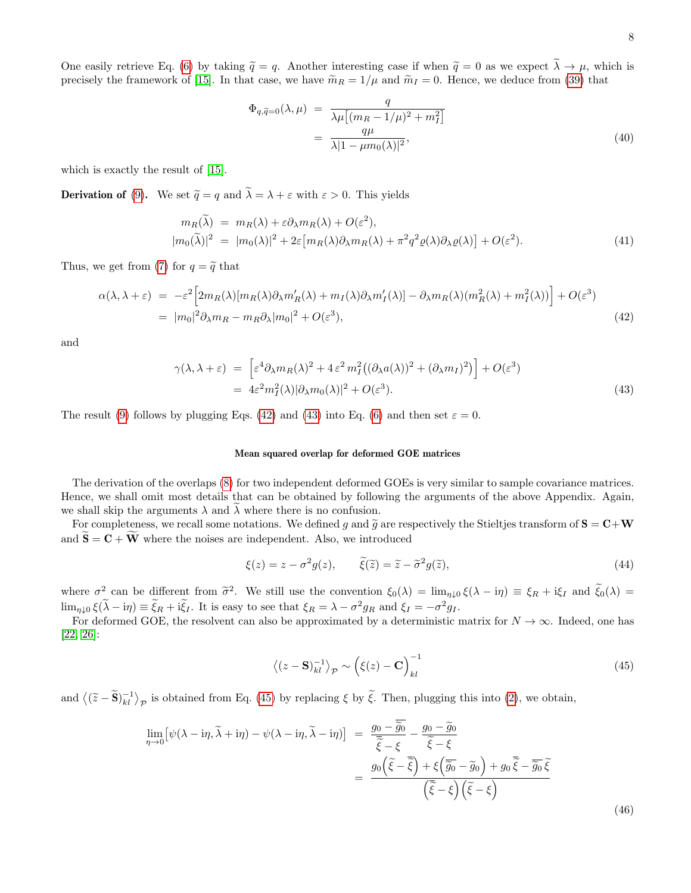One easily retrieve Eq. (6) by taking $\widetilde{q} = q$. Another interesting case if when $\widetilde{q} = 0$ as we expect $\widetilde{\lambda} \to \mu$, which is precisely the framework of [15]. In that case, we have $\widetilde{m}_R = 1/\mu$ and $\widetilde{m}_I = 0$. Hence, we deduce from (39) that

$$
\begin{aligned}
\Phi_{q,\widetilde{q}=0}(\lambda, \mu) &= \frac{q}{\lambda\mu\big[(m_R - 1/\mu)^2 + m_I^2\big]} \\
&= \frac{q\mu}{\lambda |1 - \mu m_0(\lambda)|^2},
\end{aligned}
\tag{40}
$$

which is exactly the result of [15].

**Derivation of (9).** We set $\widetilde{q} = q$ and $\widetilde{\lambda} = \lambda + \varepsilon$ with $\varepsilon > 0$. This yields

$$
\begin{aligned}
m_R(\widetilde{\lambda}) &= m_R(\lambda) + \varepsilon \partial_\lambda m_R(\lambda) + O(\varepsilon^2), \\
|m_0(\widetilde{\lambda})|^2 &= |m_0(\lambda)|^2 + 2\varepsilon\big[m_R(\lambda)\partial_\lambda m_R(\lambda) + \pi^2 q^2 \varrho(\lambda)\partial_\lambda \varrho(\lambda)\big] + O(\varepsilon^2).
\end{aligned}
\tag{41}
$$

Thus, we get from (7) for $q = \widetilde{q}$ that

$$
\begin{aligned}
\alpha(\lambda, \lambda+\varepsilon) &= -\varepsilon^2\Big[2m_R(\lambda)[m_R(\lambda)\partial_\lambda m_R'(\lambda) + m_I(\lambda)\partial_\lambda m_I'(\lambda)] - \partial_\lambda m_R(\lambda)(m_R^2(\lambda) + m_I^2(\lambda))\Big] + O(\varepsilon^3) \\
&= |m_0|^2 \partial_\lambda m_R - m_R \partial_\lambda |m_0|^2 + O(\varepsilon^3),
\end{aligned}
\tag{42}
$$

and

$$
\begin{aligned}
\gamma(\lambda, \lambda+\varepsilon) &= \Big[\varepsilon^4 \partial_\lambda m_R(\lambda)^2 + 4\,\varepsilon^2\, m_I^2\big((\partial_\lambda a(\lambda))^2 + (\partial_\lambda m_I)^2\big)\Big] + O(\varepsilon^3) \\
&= 4\varepsilon^2 m_I^2(\lambda)|\partial_\lambda m_0(\lambda)|^2 + O(\varepsilon^3).
\end{aligned}
\tag{43}
$$

The result (9) follows by plugging Eqs. (42) and (43) into Eq. (6) and then set $\varepsilon = 0$.

### Mean squared overlap for deformed GOE matrices

The derivation of the overlaps (8) for two independent deformed GOEs is very similar to sample covariance matrices. Hence, we shall omit most details that can be obtained by following the arguments of the above Appendix. Again, we shall skip the arguments $\lambda$ and $\widetilde{\lambda}$ where there is no confusion.

For completeness, we recall some notations. We defined $g$ and $\widetilde{g}$ are respectively the Stieltjes transform of $\mathbf{S} = \mathbf{C} + \mathbf{W}$ and $\widetilde{\mathbf{S}} = \mathbf{C} + \widetilde{\mathbf{W}}$ where the noises are independent. Also, we introduced

$$
\xi(z) = z - \sigma^2 g(z), \qquad \widetilde{\xi}(\widetilde{z}) = \widetilde{z} - \widetilde{\sigma}^2 g(\widetilde{z}),
\tag{44}
$$

where $\sigma^2$ can be different from $\widetilde{\sigma}^2$. We still use the convention $\xi_0(\lambda) = \lim_{\eta \downarrow 0} \xi(\lambda - \mathrm{i}\eta) \equiv \xi_R + \mathrm{i}\xi_I$ and $\widetilde{\xi}_0(\lambda) = \lim_{\eta\downarrow 0} \xi(\widetilde{\lambda} - \mathrm{i}\eta) \equiv \widetilde{\xi}_R + \mathrm{i}\widetilde{\xi}_I$. It is easy to see that $\xi_R = \lambda - \sigma^2 g_R$ and $\xi_I = -\sigma^2 g_I$.

For deformed GOE, the resolvent can also be approximated by a deterministic matrix for $N \to \infty$. Indeed, one has [22, 26]:

$$
\big\langle (z - \mathbf{S})_{kl}^{-1} \big\rangle_{\mathcal{P}} \sim \Big(\xi(z) - \mathbf{C}\Big)^{-1}_{kl}
\tag{45}
$$

and $\big\langle (\widetilde{z} - \widetilde{\mathbf{S}})_{kl}^{-1} \big\rangle_{\mathcal{P}}$ is obtained from Eq. (45) by replacing $\xi$ by $\widetilde{\xi}$. Then, plugging this into (2), we obtain,

$$
\begin{aligned}
\lim_{\eta \to 0}\big[\psi(\lambda - \mathrm{i}\eta, \widetilde{\lambda} + \mathrm{i}\eta) - \psi(\lambda - \mathrm{i}\eta, \widetilde{\lambda} - \mathrm{i}\eta)\big] &= \frac{g_0 - \overline{\widetilde{g}_0}}{\overline{\widetilde{\xi}} - \xi} - \frac{g_0 - \widetilde{g}_0}{\widetilde{\xi} - \xi} \\
&= \frac{g_0\Big(\widetilde{\xi} - \overline{\widetilde{\xi}}\Big) + \xi\Big(\overline{\widetilde{g}_0} - \widetilde{g}_0\Big) + g_0\,\overline{\widetilde{\xi}} - \overline{\widetilde{g}_0}\,\widetilde{\xi}}{\Big(\overline{\widetilde{\xi}} - \xi\Big)\Big(\widetilde{\xi} - \xi\Big)}
\end{aligned}
\tag{46}
$$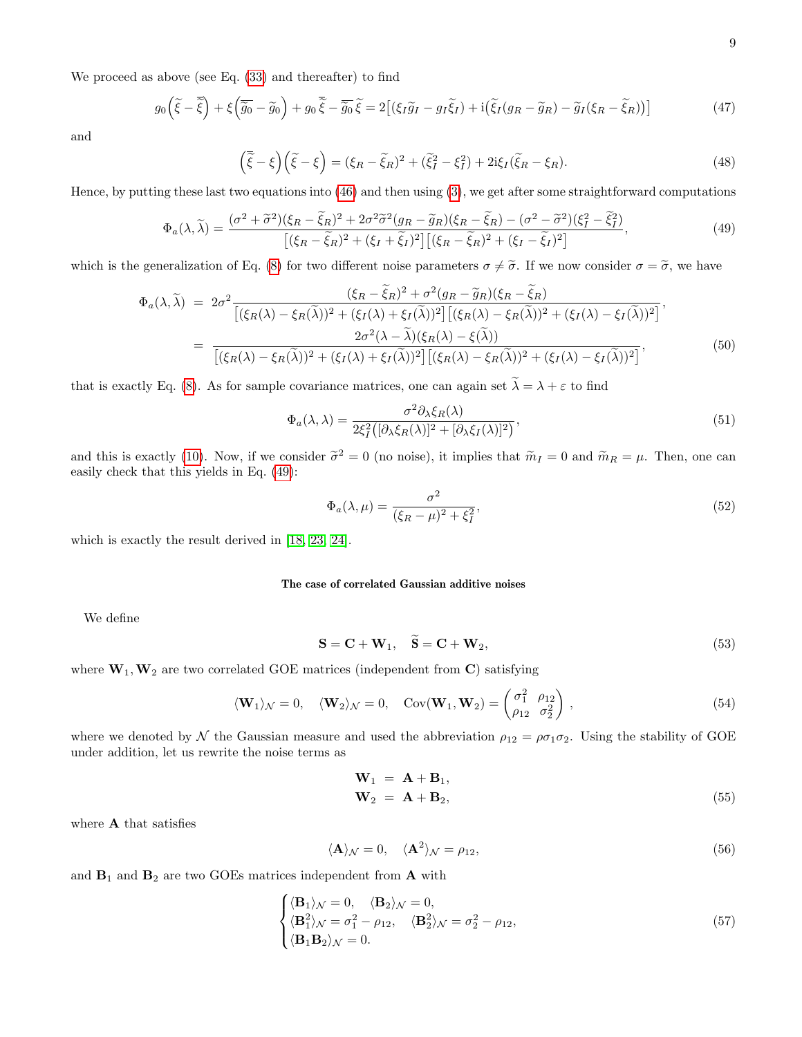We proceed as above (see Eq. (33) and thereafter) to find

$$g_0\left(\widetilde{\xi}-\overline{\widetilde{\xi}}\right)+\xi\left(\overline{\widetilde{g}_0}-\widetilde{g}_0\right)+g_0\,\overline{\widetilde{\xi}}-\overline{\widetilde{g}_0}\,\widetilde{\xi}=2\big[(\xi_I\widetilde{g}_I-g_I\widetilde{\xi}_I)+\mathrm{i}\big(\widetilde{\xi}_I(g_R-\widetilde{g}_R)-\widetilde{g}_I(\xi_R-\widetilde{\xi}_R)\big)\big] \tag{47}$$

and

$$\left(\overline{\widetilde{\xi}}-\xi\right)\left(\widetilde{\xi}-\xi\right)=(\xi_R-\widetilde{\xi}_R)^2+(\widetilde{\xi}_I^2-\xi_I^2)+2\mathrm{i}\xi_I(\widetilde{\xi}_R-\xi_R). \tag{48}$$

Hence, by putting these last two equations into (46) and then using (3), we get after some straightforward computations

$$\Phi_a(\lambda,\widetilde{\lambda})=\frac{(\sigma^2+\widetilde{\sigma}^2)(\xi_R-\widetilde{\xi}_R)^2+2\sigma^2\widetilde{\sigma}^2(g_R-\widetilde{g}_R)(\xi_R-\widetilde{\xi}_R)-(\sigma^2-\widetilde{\sigma}^2)(\xi_I^2-\widetilde{\xi}_I^2)}{\left[(\xi_R-\widetilde{\xi}_R)^2+(\xi_I+\widetilde{\xi}_I)^2\right]\left[(\xi_R-\widetilde{\xi}_R)^2+(\xi_I-\widetilde{\xi}_I)^2\right]}, \tag{49}$$

which is the generalization of Eq. (8) for two different noise parameters $\sigma\neq\widetilde{\sigma}$. If we now consider $\sigma=\widetilde{\sigma}$, we have

$$\begin{aligned}
\Phi_a(\lambda,\widetilde{\lambda}) &= 2\sigma^2\frac{(\xi_R-\widetilde{\xi}_R)^2+\sigma^2(g_R-\widetilde{g}_R)(\xi_R-\widetilde{\xi}_R)}{\left[(\xi_R(\lambda)-\xi_R(\widetilde{\lambda}))^2+(\xi_I(\lambda)+\xi_I(\widetilde{\lambda}))^2\right]\left[(\xi_R(\lambda)-\xi_R(\widetilde{\lambda}))^2+(\xi_I(\lambda)-\xi_I(\widetilde{\lambda}))^2\right]},\\
&= \frac{2\sigma^2(\lambda-\widetilde{\lambda})(\xi_R(\lambda)-\xi(\widetilde{\lambda}))}{\left[(\xi_R(\lambda)-\xi_R(\widetilde{\lambda}))^2+(\xi_I(\lambda)+\xi_I(\widetilde{\lambda}))^2\right]\left[(\xi_R(\lambda)-\xi_R(\widetilde{\lambda}))^2+(\xi_I(\lambda)-\xi_I(\widetilde{\lambda}))^2\right]},
\end{aligned} \tag{50}$$

that is exactly Eq. (8). As for sample covariance matrices, one can again set $\widetilde{\lambda}=\lambda+\varepsilon$ to find

$$\Phi_a(\lambda,\lambda)=\frac{\sigma^2\partial_\lambda\xi_R(\lambda)}{2\xi_I^2\big([\partial_\lambda\xi_R(\lambda)]^2+[\partial_\lambda\xi_I(\lambda)]^2\big)}, \tag{51}$$

and this is exactly (10). Now, if we consider $\widetilde{\sigma}^2=0$ (no noise), it implies that $\widetilde{m}_I=0$ and $\widetilde{m}_R=\mu$. Then, one can easily check that this yields in Eq. (49):

$$\Phi_a(\lambda,\mu)=\frac{\sigma^2}{(\xi_R-\mu)^2+\xi_I^2}, \tag{52}$$

which is exactly the result derived in [18, 23, 24].

#### The case of correlated Gaussian additive noises

We define

$$\mathbf{S}=\mathbf{C}+\mathbf{W}_1,\quad \widetilde{\mathbf{S}}=\mathbf{C}+\mathbf{W}_2, \tag{53}$$

where $\mathbf{W}_1,\mathbf{W}_2$ are two correlated GOE matrices (independent from $\mathbf{C}$) satisfying

$$\langle\mathbf{W}_1\rangle_{\mathcal{N}}=0,\quad \langle\mathbf{W}_2\rangle_{\mathcal{N}}=0,\quad \mathrm{Cov}(\mathbf{W}_1,\mathbf{W}_2)=\begin{pmatrix}\sigma_1^2 & \rho_{12}\\ \rho_{12} & \sigma_2^2\end{pmatrix}, \tag{54}$$

where we denoted by $\mathcal{N}$ the Gaussian measure and used the abbreviation $\rho_{12}=\rho\sigma_1\sigma_2$. Using the stability of GOE under addition, let us rewrite the noise terms as

$$\begin{aligned}
\mathbf{W}_1 &= \mathbf{A}+\mathbf{B}_1,\\
\mathbf{W}_2 &= \mathbf{A}+\mathbf{B}_2,
\end{aligned} \tag{55}$$

where $\mathbf{A}$ that satisfies

$$\langle\mathbf{A}\rangle_{\mathcal{N}}=0,\quad \langle\mathbf{A}^2\rangle_{\mathcal{N}}=\rho_{12}, \tag{56}$$

and $\mathbf{B}_1$ and $\mathbf{B}_2$ are two GOEs matrices independent from $\mathbf{A}$ with

$$\begin{cases}\langle\mathbf{B}_1\rangle_{\mathcal{N}}=0,\quad \langle\mathbf{B}_2\rangle_{\mathcal{N}}=0,\\ \langle\mathbf{B}_1^2\rangle_{\mathcal{N}}=\sigma_1^2-\rho_{12},\quad \langle\mathbf{B}_2^2\rangle_{\mathcal{N}}=\sigma_2^2-\rho_{12},\\ \langle\mathbf{B}_1\mathbf{B}_2\rangle_{\mathcal{N}}=0.\end{cases} \tag{57}$$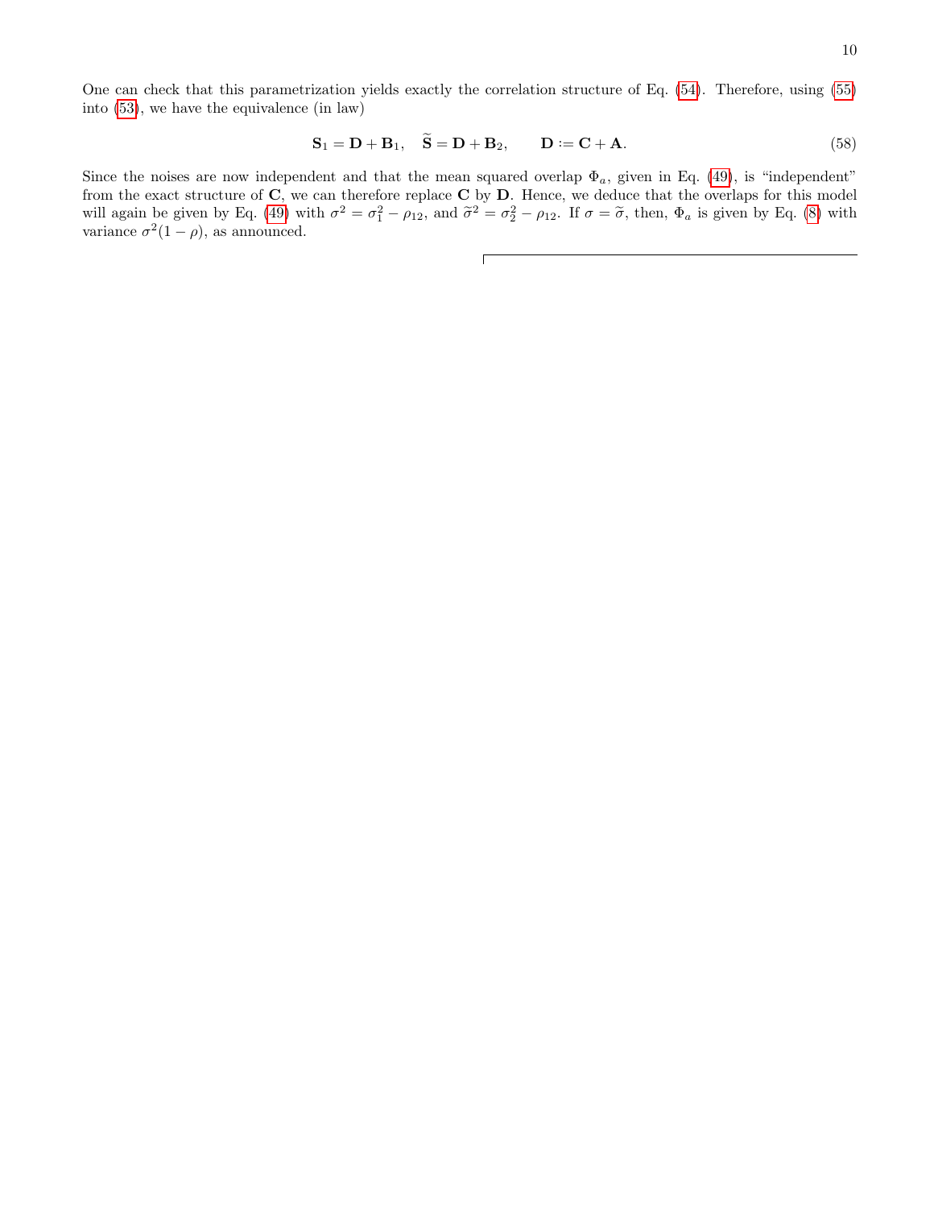One can check that this parametrization yields exactly the correlation structure of Eq. (54). Therefore, using (55) into (53), we have the equivalence (in law)

$$\mathbf{S}_1 = \mathbf{D} + \mathbf{B}_1, \quad \widetilde{\mathbf{S}} = \mathbf{D} + \mathbf{B}_2, \qquad \mathbf{D} := \mathbf{C} + \mathbf{A}. \tag{58}$$

Since the noises are now independent and that the mean squared overlap $\Phi_a$, given in Eq. (49), is "independent" from the exact structure of $\mathbf{C}$, we can therefore replace $\mathbf{C}$ by $\mathbf{D}$. Hence, we deduce that the overlaps for this model will again be given by Eq. (49) with $\sigma^2 = \sigma_1^2 - \rho_{12}$, and $\widetilde{\sigma}^2 = \sigma_2^2 - \rho_{12}$. If $\sigma = \widetilde{\sigma}$, then, $\Phi_a$ is given by Eq. (8) with variance $\sigma^2(1-\rho)$, as announced.